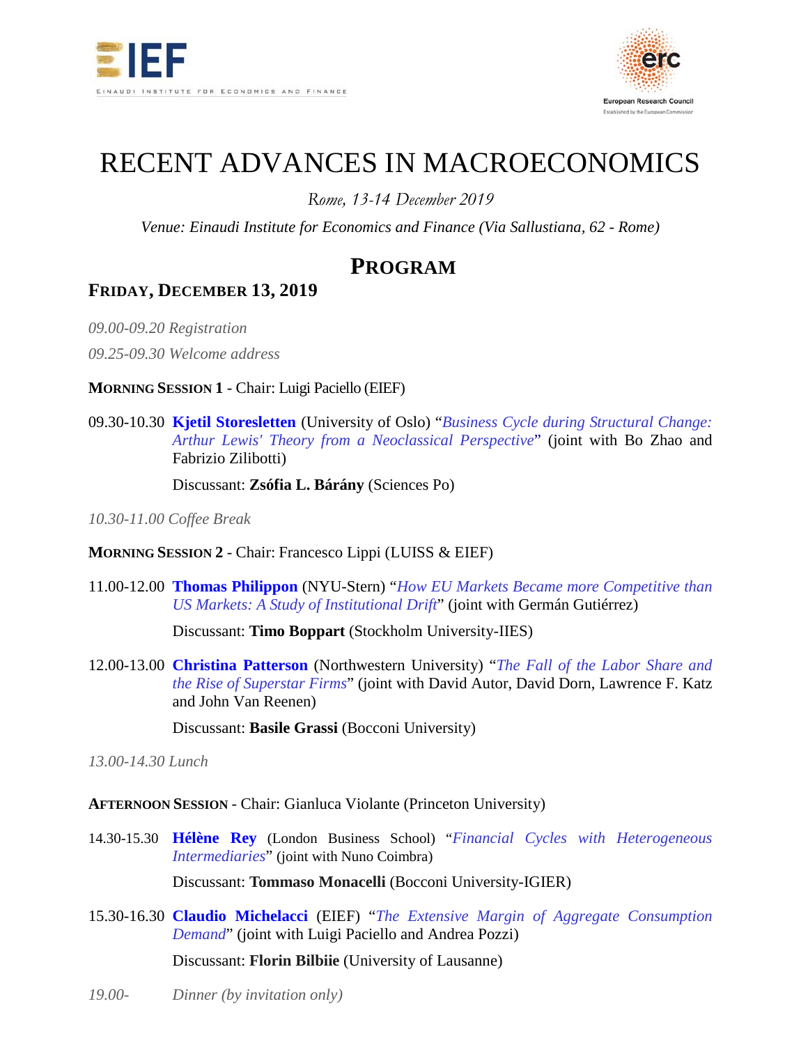EIEF — EINAUDI INSTITUTE FOR ECONOMICS AND FINANCE

erc — European Research Council — Established by the European Commission

# RECENT ADVANCES IN MACROECONOMICS

*Rome, 13-14 December 2019*

*Venue: Einaudi Institute for Economics and Finance (Via Sallustiana, 62 - Rome)*

## PROGRAM

### FRIDAY, DECEMBER 13, 2019

*09.00-09.20 Registration*

*09.25-09.30 Welcome address*

**MORNING SESSION 1** - Chair: Luigi Paciello (EIEF)

09.30-10.30 **Kjetil Storesletten** (University of Oslo) "*Business Cycle during Structural Change: Arthur Lewis' Theory from a Neoclassical Perspective*" (joint with Bo Zhao and Fabrizio Zilibotti)

Discussant: **Zsófia L. Bárány** (Sciences Po)

*10.30-11.00 Coffee Break*

**MORNING SESSION 2** - Chair: Francesco Lippi (LUISS & EIEF)

11.00-12.00 **Thomas Philippon** (NYU-Stern) "*How EU Markets Became more Competitive than US Markets: A Study of Institutional Drift*" (joint with Germán Gutiérrez)

Discussant: **Timo Boppart** (Stockholm University-IIES)

12.00-13.00 **Christina Patterson** (Northwestern University) "*The Fall of the Labor Share and the Rise of Superstar Firms*" (joint with David Autor, David Dorn, Lawrence F. Katz and John Van Reenen)

Discussant: **Basile Grassi** (Bocconi University)

*13.00-14.30 Lunch*

**AFTERNOON SESSION** - Chair: Gianluca Violante (Princeton University)

14.30-15.30 **Hélène Rey** (London Business School) "*Financial Cycles with Heterogeneous Intermediaries*" (joint with Nuno Coimbra)

Discussant: **Tommaso Monacelli** (Bocconi University-IGIER)

15.30-16.30 **Claudio Michelacci** (EIEF) "*The Extensive Margin of Aggregate Consumption Demand*" (joint with Luigi Paciello and Andrea Pozzi)

Discussant: **Florin Bilbiie** (University of Lausanne)

*19.00- Dinner (by invitation only)*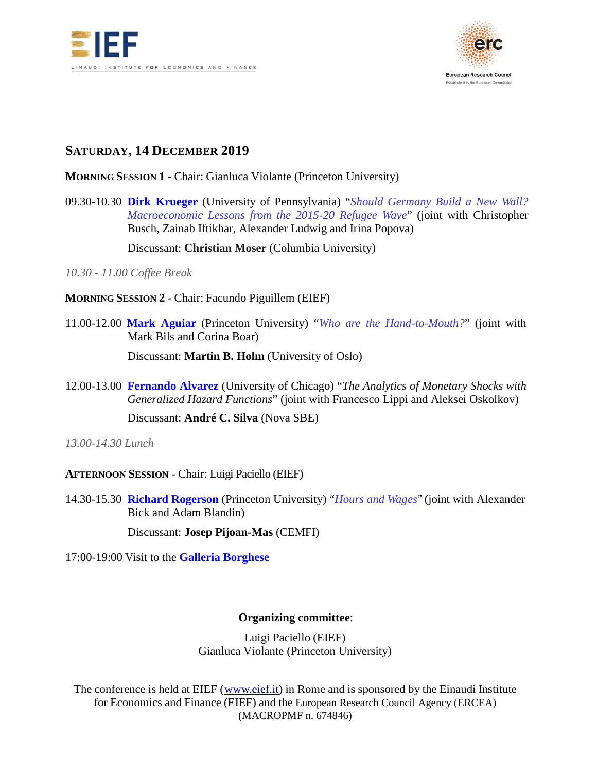EIEF

EINAUDI INSTITUTE FOR ECONOMICS AND FINANCE

erc

European Research Council

Established by the European Commission

## SATURDAY, 14 DECEMBER 2019

**MORNING SESSION 1** - Chair: Gianluca Violante (Princeton University)

09.30-10.30 **Dirk Krueger** (University of Pennsylvania) "*Should Germany Build a New Wall? Macroeconomic Lessons from the 2015-20 Refugee Wave*" (joint with Christopher Busch, Zainab Iftikhar, Alexander Ludwig and Irina Popova)

Discussant: **Christian Moser** (Columbia University)

*10.30 - 11.00 Coffee Break*

**MORNING SESSION 2** - Chair: Facundo Piguillem (EIEF)

11.00-12.00 **Mark Aguiar** (Princeton University) "*Who are the Hand-to-Mouth?*" (joint with Mark Bils and Corina Boar)

Discussant: **Martin B. Holm** (University of Oslo)

12.00-13.00 **Fernando Alvarez** (University of Chicago) "*The Analytics of Monetary Shocks with Generalized Hazard Functions*" (joint with Francesco Lippi and Aleksei Oskolkov)

Discussant: **André C. Silva** (Nova SBE)

*13.00-14.30 Lunch*

**AFTERNOON SESSION** - Chair: Luigi Paciello (EIEF)

14.30-15.30 **Richard Rogerson** (Princeton University) "*Hours and Wages*" (joint with Alexander Bick and Adam Blandin)

Discussant: **Josep Pijoan-Mas** (CEMFI)

17:00-19:00 Visit to the **Galleria Borghese**

**Organizing committee**:

Luigi Paciello (EIEF)
Gianluca Violante (Princeton University)

The conference is held at EIEF (www.eief.it) in Rome and is sponsored by the Einaudi Institute for Economics and Finance (EIEF) and the European Research Council Agency (ERCEA) (MACROPMF n. 674846)